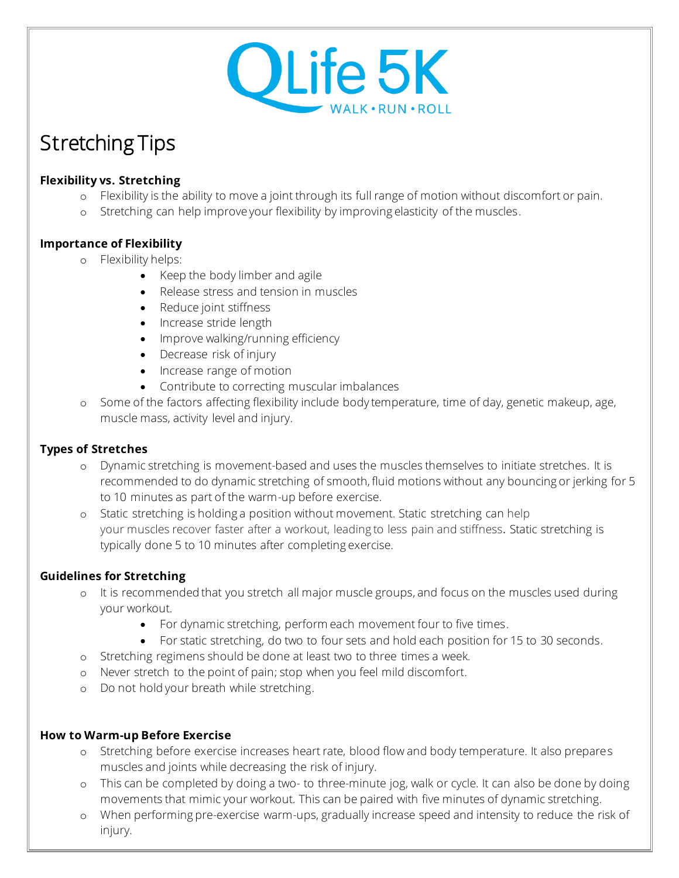QLife 5K

WALK • RUN • ROLL

# Stretching Tips

**Flexibility vs. Stretching**

- Flexibility is the ability to move a joint through its full range of motion without discomfort or pain.
- Stretching can help improve your flexibility by improving elasticity of the muscles.

**Importance of Flexibility**

- Flexibility helps:
    - Keep the body limber and agile
    - Release stress and tension in muscles
    - Reduce joint stiffness
    - Increase stride length
    - Improve walking/running efficiency
    - Decrease risk of injury
    - Increase range of motion
    - Contribute to correcting muscular imbalances
- Some of the factors affecting flexibility include body temperature, time of day, genetic makeup, age, muscle mass, activity level and injury.

**Types of Stretches**

- Dynamic stretching is movement-based and uses the muscles themselves to initiate stretches. It is recommended to do dynamic stretching of smooth, fluid motions without any bouncing or jerking for 5 to 10 minutes as part of the warm-up before exercise.
- Static stretching is holding a position without movement. Static stretching can help your muscles recover faster after a workout, leading to less pain and stiffness. Static stretching is typically done 5 to 10 minutes after completing exercise.

**Guidelines for Stretching**

- It is recommended that you stretch all major muscle groups, and focus on the muscles used during your workout.
    - For dynamic stretching, perform each movement four to five times.
    - For static stretching, do two to four sets and hold each position for 15 to 30 seconds.
- Stretching regimens should be done at least two to three times a week.
- Never stretch to the point of pain; stop when you feel mild discomfort.
- Do not hold your breath while stretching.

**How to Warm-up Before Exercise**

- Stretching before exercise increases heart rate, blood flow and body temperature. It also prepares muscles and joints while decreasing the risk of injury.
- This can be completed by doing a two- to three-minute jog, walk or cycle. It can also be done by doing movements that mimic your workout. This can be paired with five minutes of dynamic stretching.
- When performing pre-exercise warm-ups, gradually increase speed and intensity to reduce the risk of injury.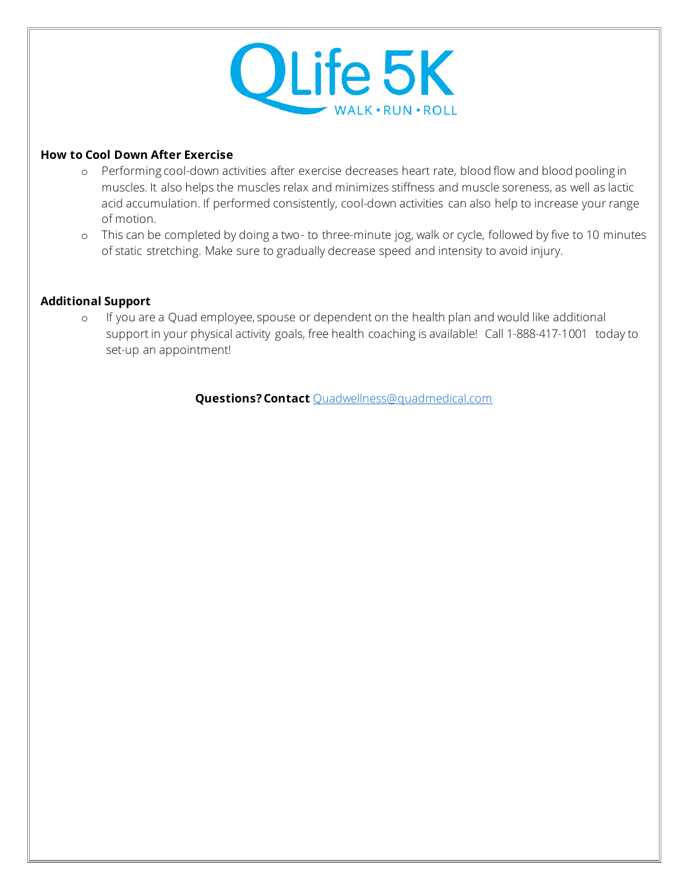QLife 5K

WALK • RUN • ROLL

**How to Cool Down After Exercise**

- Performing cool-down activities after exercise decreases heart rate, blood flow and blood pooling in muscles. It also helps the muscles relax and minimizes stiffness and muscle soreness, as well as lactic acid accumulation. If performed consistently, cool-down activities can also help to increase your range of motion.
- This can be completed by doing a two- to three-minute jog, walk or cycle, followed by five to 10 minutes of static stretching. Make sure to gradually decrease speed and intensity to avoid injury.

**Additional Support**

- If you are a Quad employee, spouse or dependent on the health plan and would like additional support in your physical activity goals, free health coaching is available! Call 1-888-417-1001 today to set-up an appointment!

**Questions? Contact** Quadwellness@quadmedical.com